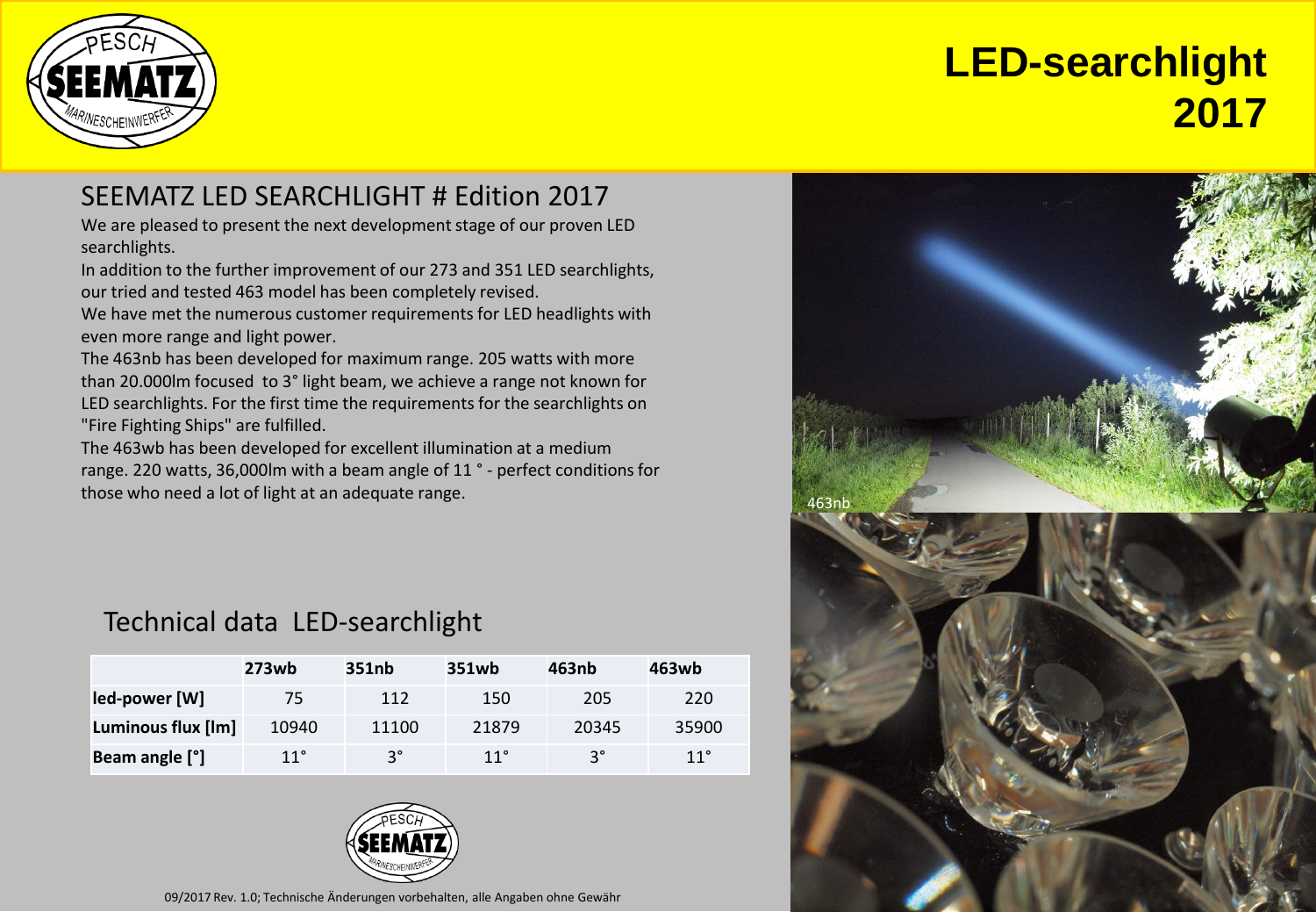# LED-searchlight 2017

## SEEMATZ LED SEARCHLIGHT # Edition 2017

We are pleased to present the next development stage of our proven LED searchlights.

In addition to the further improvement of our 273 and 351 LED searchlights, our tried and tested 463 model has been completely revised.

We have met the numerous customer requirements for LED headlights with even more range and light power.

The 463nb has been developed for maximum range. 205 watts with more than 20.000lm focused to 3° light beam, we achieve a range not known for LED searchlights. For the first time the requirements for the searchlights on "Fire Fighting Ships" are fulfilled.

The 463wb has been developed for excellent illumination at a medium range. 220 watts, 36,000lm with a beam angle of 11 ° - perfect conditions for those who need a lot of light at an adequate range.

463nb

## Technical data LED-searchlight

| | 273wb | 351nb | 351wb | 463nb | 463wb |
|---|---|---|---|---|---|
| **led-power [W]** | 75 | 112 | 150 | 205 | 220 |
| **Luminous flux [lm]** | 10940 | 11100 | 21879 | 20345 | 35900 |
| **Beam angle [°]** | 11° | 3° | 11° | 3° | 11° |

09/2017 Rev. 1.0; Technische Änderungen vorbehalten, alle Angaben ohne Gewähr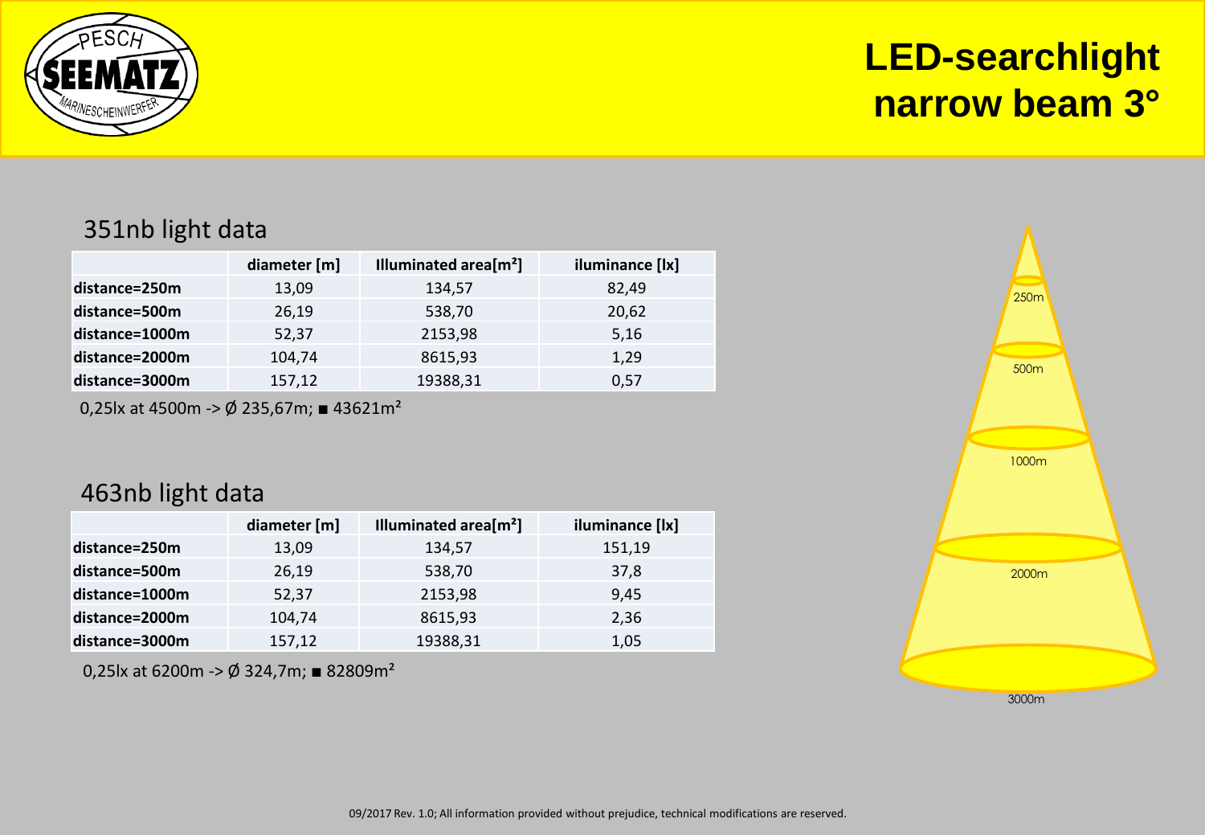# LED-searchlight narrow beam 3°

## 351nb light data

| | diameter [m] | Illuminated area[m²] | iluminance [lx] |
|---|---|---|---|
| distance=250m | 13,09 | 134,57 | 82,49 |
| distance=500m | 26,19 | 538,70 | 20,62 |
| distance=1000m | 52,37 | 2153,98 | 5,16 |
| distance=2000m | 104,74 | 8615,93 | 1,29 |
| distance=3000m | 157,12 | 19388,31 | 0,57 |

0,25lx at 4500m -> Ø 235,67m; ■ 43621m²

## 463nb light data

| | diameter [m] | Illuminated area[m²] | iluminance [lx] |
|---|---|---|---|
| distance=250m | 13,09 | 134,57 | 151,19 |
| distance=500m | 26,19 | 538,70 | 37,8 |
| distance=1000m | 52,37 | 2153,98 | 9,45 |
| distance=2000m | 104,74 | 8615,93 | 2,36 |
| distance=3000m | 157,12 | 19388,31 | 1,05 |

0,25lx at 6200m -> Ø 324,7m; ■ 82809m²

250m

500m

1000m

2000m

3000m

09/2017 Rev. 1.0; All information provided without prejudice, technical modifications are reserved.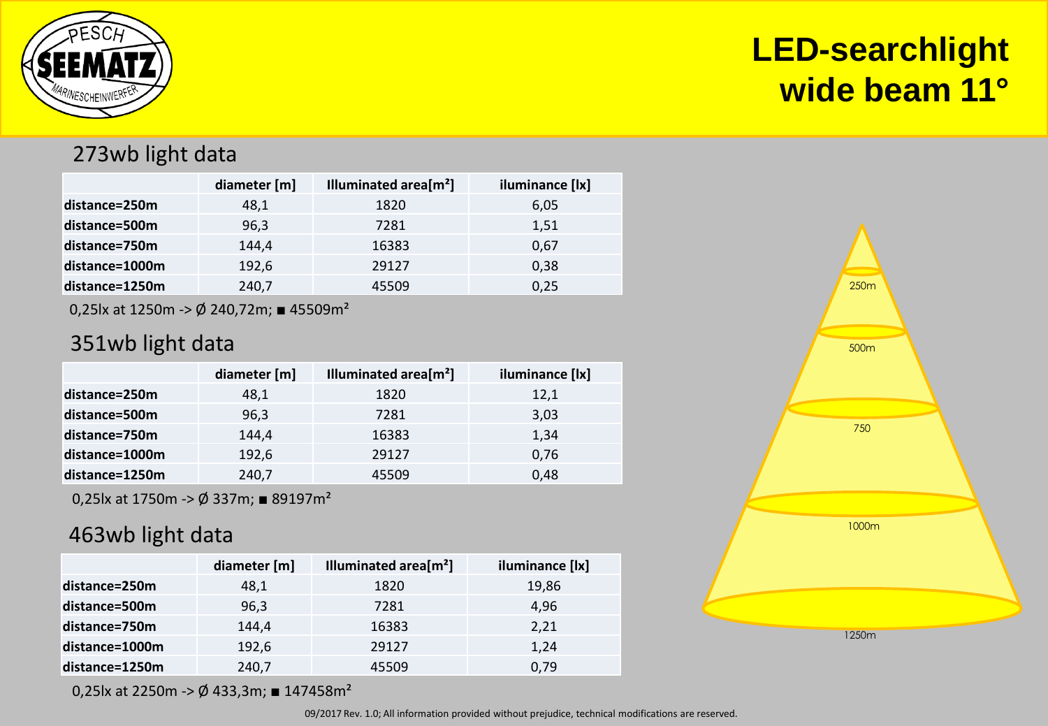# LED-searchlight wide beam 11°

PESCH SEEMATZ MARINESCHEINWERFER

## 273wb light data

| | diameter [m] | Illuminated area[m²] | iluminance [lx] |
|---|---|---|---|
| **distance=250m** | 48,1 | 1820 | 6,05 |
| **distance=500m** | 96,3 | 7281 | 1,51 |
| **distance=750m** | 144,4 | 16383 | 0,67 |
| **distance=1000m** | 192,6 | 29127 | 0,38 |
| **distance=1250m** | 240,7 | 45509 | 0,25 |

0,25lx at 1250m -> Ø 240,72m; ■ 45509m²

## 351wb light data

| | diameter [m] | Illuminated area[m²] | iluminance [lx] |
|---|---|---|---|
| **distance=250m** | 48,1 | 1820 | 12,1 |
| **distance=500m** | 96,3 | 7281 | 3,03 |
| **distance=750m** | 144,4 | 16383 | 1,34 |
| **distance=1000m** | 192,6 | 29127 | 0,76 |
| **distance=1250m** | 240,7 | 45509 | 0,48 |

0,25lx at 1750m -> Ø 337m; ■ 89197m²

## 463wb light data

| | diameter [m] | Illuminated area[m²] | iluminance [lx] |
|---|---|---|---|
| **distance=250m** | 48,1 | 1820 | 19,86 |
| **distance=500m** | 96,3 | 7281 | 4,96 |
| **distance=750m** | 144,4 | 16383 | 2,21 |
| **distance=1000m** | 192,6 | 29127 | 1,24 |
| **distance=1250m** | 240,7 | 45509 | 0,79 |

0,25lx at 2250m -> Ø 433,3m; ■ 147458m²

250m

500m

750

1000m

1250m

09/2017 Rev. 1.0; All information provided without prejudice, technical modifications are reserved.